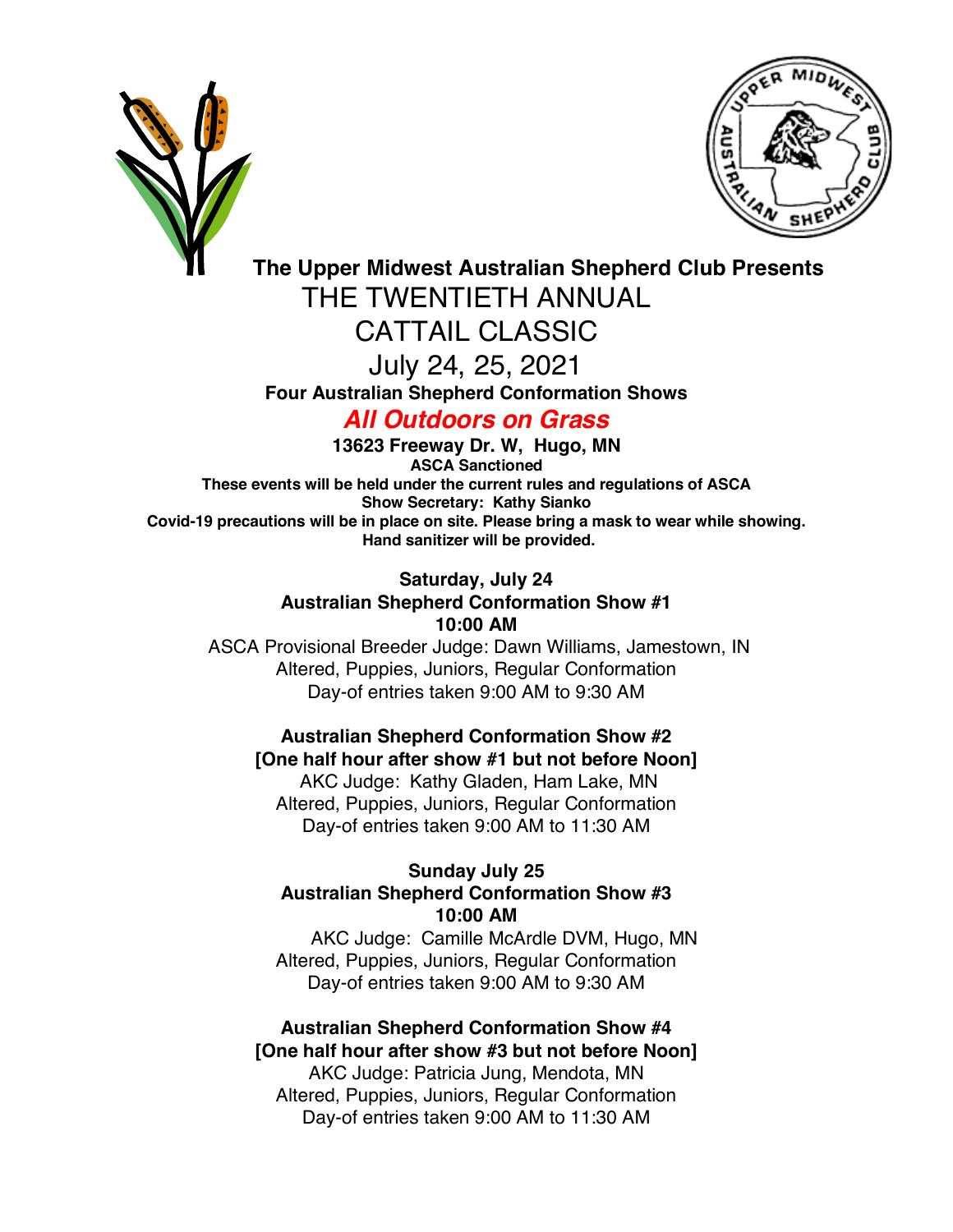**The Upper Midwest Australian Shepherd Club Presents**

# THE TWENTIETH ANNUAL CATTAIL CLASSIC

## July 24, 25, 2021

**Four Australian Shepherd Conformation Shows**

***All Outdoors on Grass***

**13623 Freeway Dr. W, Hugo, MN**

**ASCA Sanctioned**

**These events will be held under the current rules and regulations of ASCA**

**Show Secretary: Kathy Sianko**

**Covid-19 precautions will be in place on site. Please bring a mask to wear while showing. Hand sanitizer will be provided.**

### Saturday, July 24

**Australian Shepherd Conformation Show #1**
**10:00 AM**

ASCA Provisional Breeder Judge: Dawn Williams, Jamestown, IN
Altered, Puppies, Juniors, Regular Conformation
Day-of entries taken 9:00 AM to 9:30 AM

**Australian Shepherd Conformation Show #2**
**[One half hour after show #1 but not before Noon]**

AKC Judge: Kathy Gladen, Ham Lake, MN
Altered, Puppies, Juniors, Regular Conformation
Day-of entries taken 9:00 AM to 11:30 AM

### Sunday July 25

**Australian Shepherd Conformation Show #3**
**10:00 AM**

AKC Judge: Camille McArdle DVM, Hugo, MN
Altered, Puppies, Juniors, Regular Conformation
Day-of entries taken 9:00 AM to 9:30 AM

**Australian Shepherd Conformation Show #4**
**[One half hour after show #3 but not before Noon]**

AKC Judge: Patricia Jung, Mendota, MN
Altered, Puppies, Juniors, Regular Conformation
Day-of entries taken 9:00 AM to 11:30 AM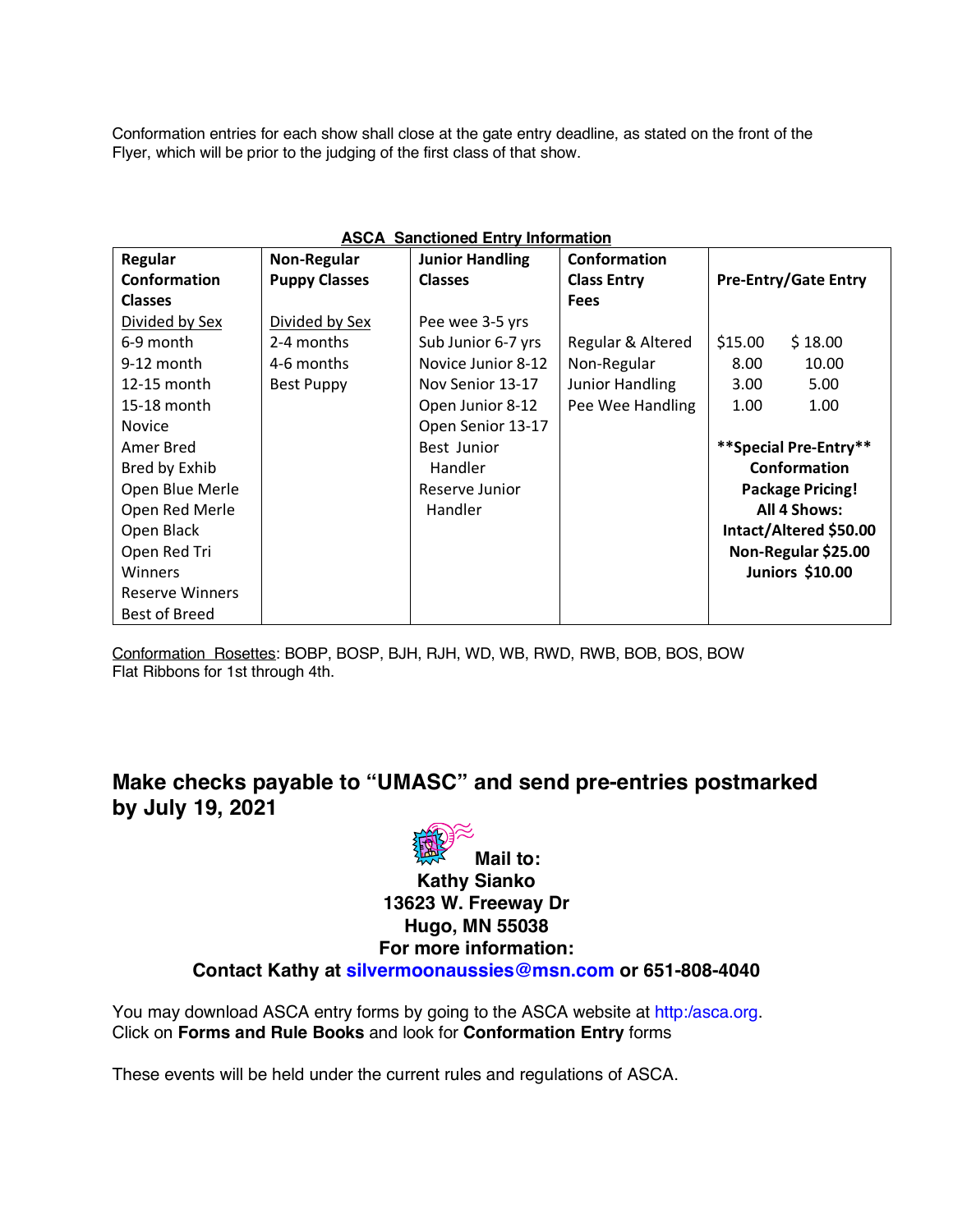Conformation entries for each show shall close at the gate entry deadline, as stated on the front of the Flyer, which will be prior to the judging of the first class of that show.

**ASCA Sanctioned Entry Information**

| **Regular Conformation Classes** | **Non-Regular Puppy Classes** | **Junior Handling Classes** | **Conformation Class Entry Fees** | **Pre-Entry/Gate Entry** |
|---|---|---|---|---|
| Divided by Sex | Divided by Sex | Pee wee 3-5 yrs | | |
| 6-9 month | 2-4 months | Sub Junior 6-7 yrs | Regular & Altered | $15.00    $ 18.00 |
| 9-12 month | 4-6 months | Novice Junior 8-12 | Non-Regular | 8.00    10.00 |
| 12-15 month | Best Puppy | Nov Senior 13-17 | Junior Handling | 3.00    5.00 |
| 15-18 month | | Open Junior 8-12 | Pee Wee Handling | 1.00    1.00 |
| Novice | | Open Senior 13-17 | | |
| Amer Bred | | Best Junior Handler | | **\*\*Special Pre-Entry\*\* Conformation Package Pricing!** |
| Bred by Exhib | | Reserve Junior Handler | | **All 4 Shows:** |
| Open Blue Merle | | | | **Intact/Altered $50.00** |
| Open Red Merle | | | | **Non-Regular $25.00** |
| Open Black | | | | **Juniors $10.00** |
| Open Red Tri | | | | |
| Winners | | | | |
| Reserve Winners | | | | |
| Best of Breed | | | | |

Conformation Rosettes: BOBP, BOSP, BJH, RJH, WD, WB, RWD, RWB, BOB, BOS, BOW
Flat Ribbons for 1st through 4th.

## Make checks payable to "UMASC" and send pre-entries postmarked by July 19, 2021

**Mail to:**
**Kathy Sianko**
**13623 W. Freeway Dr**
**Hugo, MN 55038**
**For more information:**
**Contact Kathy at silvermoonaussies@msn.com or 651-808-4040**

You may download ASCA entry forms by going to the ASCA website at http:/asca.org.
Click on **Forms and Rule Books** and look for **Conformation Entry** forms

These events will be held under the current rules and regulations of ASCA.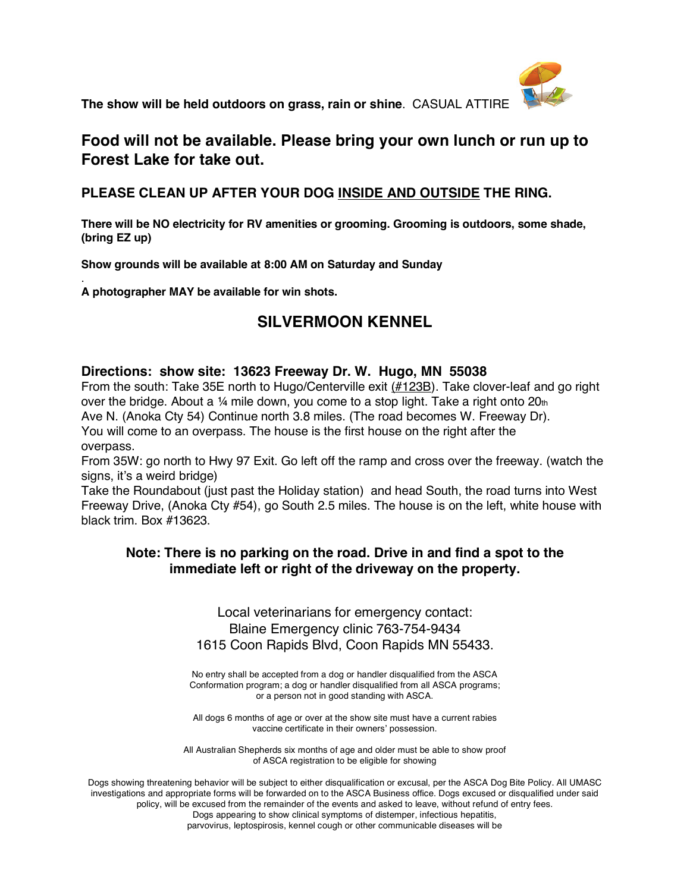**The show will be held outdoors on grass, rain or shine**. CASUAL ATTIRE

## Food will not be available. Please bring your own lunch or run up to Forest Lake for take out.

### PLEASE CLEAN UP AFTER YOUR DOG INSIDE AND OUTSIDE THE RING.

**There will be NO electricity for RV amenities or grooming. Grooming is outdoors, some shade, (bring EZ up)**

**Show grounds will be available at 8:00 AM on Saturday and Sunday**

.

**A photographer MAY be available for win shots.**

## SILVERMOON KENNEL

### Directions: show site: 13623 Freeway Dr. W. Hugo, MN 55038

From the south: Take 35E north to Hugo/Centerville exit (#123B). Take clover-leaf and go right over the bridge. About a ¼ mile down, you come to a stop light. Take a right onto 20th Ave N. (Anoka Cty 54) Continue north 3.8 miles. (The road becomes W. Freeway Dr). You will come to an overpass. The house is the first house on the right after the overpass.

From 35W: go north to Hwy 97 Exit. Go left off the ramp and cross over the freeway. (watch the signs, it's a weird bridge)

Take the Roundabout (just past the Holiday station) and head South, the road turns into West Freeway Drive, (Anoka Cty #54), go South 2.5 miles. The house is on the left, white house with black trim. Box #13623.

**Note: There is no parking on the road. Drive in and find a spot to the immediate left or right of the driveway on the property.**

Local veterinarians for emergency contact:
Blaine Emergency clinic 763-754-9434
1615 Coon Rapids Blvd, Coon Rapids MN 55433.

No entry shall be accepted from a dog or handler disqualified from the ASCA Conformation program; a dog or handler disqualified from all ASCA programs; or a person not in good standing with ASCA.

All dogs 6 months of age or over at the show site must have a current rabies vaccine certificate in their owners' possession.

All Australian Shepherds six months of age and older must be able to show proof of ASCA registration to be eligible for showing

Dogs showing threatening behavior will be subject to either disqualification or excusal, per the ASCA Dog Bite Policy. All UMASC investigations and appropriate forms will be forwarded on to the ASCA Business office. Dogs excused or disqualified under said policy, will be excused from the remainder of the events and asked to leave, without refund of entry fees.
Dogs appearing to show clinical symptoms of distemper, infectious hepatitis, parvovirus, leptospirosis, kennel cough or other communicable diseases will be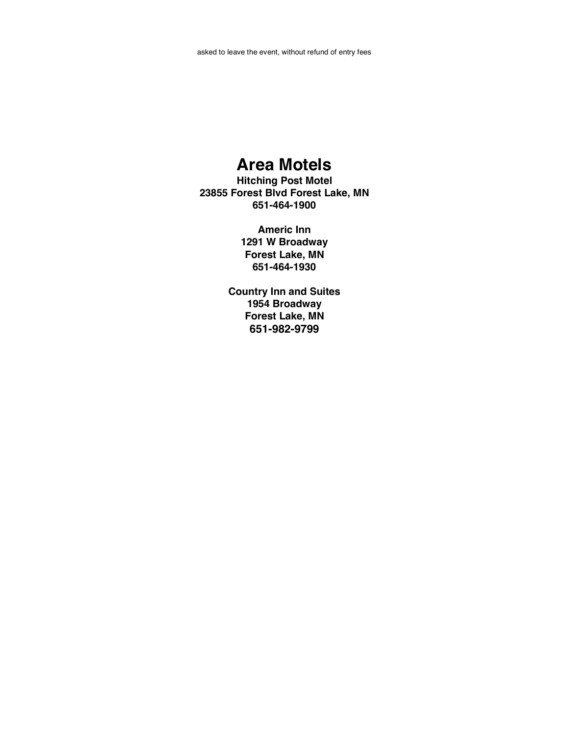asked to leave the event, without refund of entry fees

# Area Motels

**Hitching Post Motel**
**23855 Forest Blvd Forest Lake, MN**
**651-464-1900**

**Americ Inn**
**1291 W Broadway**
**Forest Lake, MN**
**651-464-1930**

**Country Inn and Suites**
**1954 Broadway**
**Forest Lake, MN**
**651-982-9799**